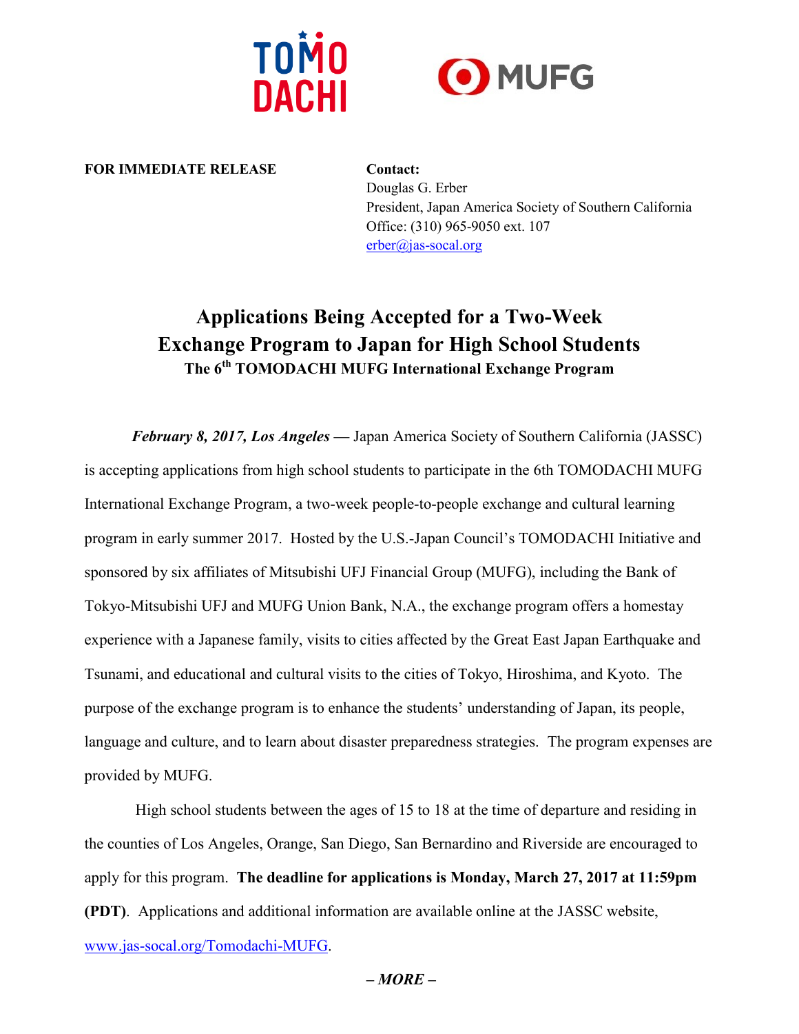TOMODACHI MUFG

**FOR IMMEDIATE RELEASE**

**Contact:**
Douglas G. Erber
President, Japan America Society of Southern California
Office: (310) 965-9050 ext. 107
erber@jas-socal.org

# Applications Being Accepted for a Two-Week Exchange Program to Japan for High School Students

### The 6th TOMODACHI MUFG International Exchange Program

***February 8, 2017, Los Angeles* —** Japan America Society of Southern California (JASSC) is accepting applications from high school students to participate in the 6th TOMODACHI MUFG International Exchange Program, a two-week people-to-people exchange and cultural learning program in early summer 2017. Hosted by the U.S.-Japan Council's TOMODACHI Initiative and sponsored by six affiliates of Mitsubishi UFJ Financial Group (MUFG), including the Bank of Tokyo-Mitsubishi UFJ and MUFG Union Bank, N.A., the exchange program offers a homestay experience with a Japanese family, visits to cities affected by the Great East Japan Earthquake and Tsunami, and educational and cultural visits to the cities of Tokyo, Hiroshima, and Kyoto. The purpose of the exchange program is to enhance the students' understanding of Japan, its people, language and culture, and to learn about disaster preparedness strategies. The program expenses are provided by MUFG.

High school students between the ages of 15 to 18 at the time of departure and residing in the counties of Los Angeles, Orange, San Diego, San Bernardino and Riverside are encouraged to apply for this program. **The deadline for applications is Monday, March 27, 2017 at 11:59pm (PDT)**. Applications and additional information are available online at the JASSC website, www.jas-socal.org/Tomodachi-MUFG.

***– MORE –***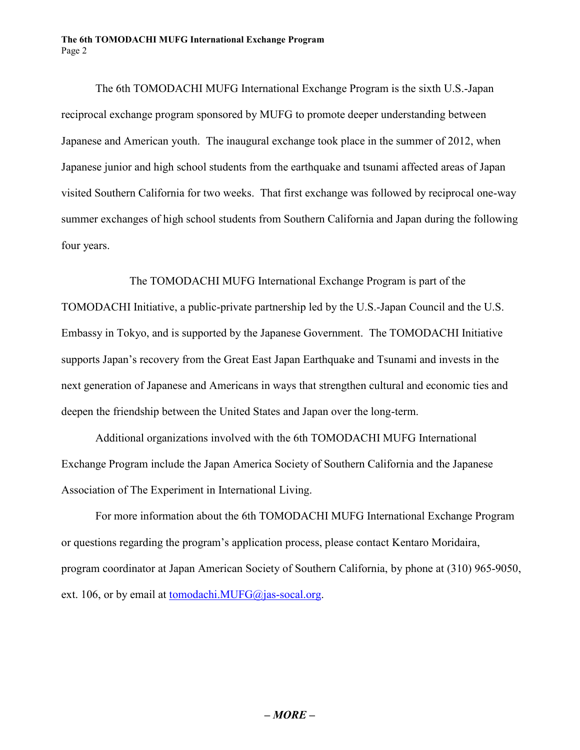The 6th TOMODACHI MUFG International Exchange Program is the sixth U.S.-Japan reciprocal exchange program sponsored by MUFG to promote deeper understanding between Japanese and American youth. The inaugural exchange took place in the summer of 2012, when Japanese junior and high school students from the earthquake and tsunami affected areas of Japan visited Southern California for two weeks. That first exchange was followed by reciprocal one-way summer exchanges of high school students from Southern California and Japan during the following four years.

The TOMODACHI MUFG International Exchange Program is part of the TOMODACHI Initiative, a public-private partnership led by the U.S.-Japan Council and the U.S. Embassy in Tokyo, and is supported by the Japanese Government. The TOMODACHI Initiative supports Japan's recovery from the Great East Japan Earthquake and Tsunami and invests in the next generation of Japanese and Americans in ways that strengthen cultural and economic ties and deepen the friendship between the United States and Japan over the long-term.

Additional organizations involved with the 6th TOMODACHI MUFG International Exchange Program include the Japan America Society of Southern California and the Japanese Association of The Experiment in International Living.

For more information about the 6th TOMODACHI MUFG International Exchange Program or questions regarding the program's application process, please contact Kentaro Moridaira, program coordinator at Japan American Society of Southern California, by phone at (310) 965-9050, ext. 106, or by email at tomodachi.MUFG@jas-socal.org.

***– MORE –***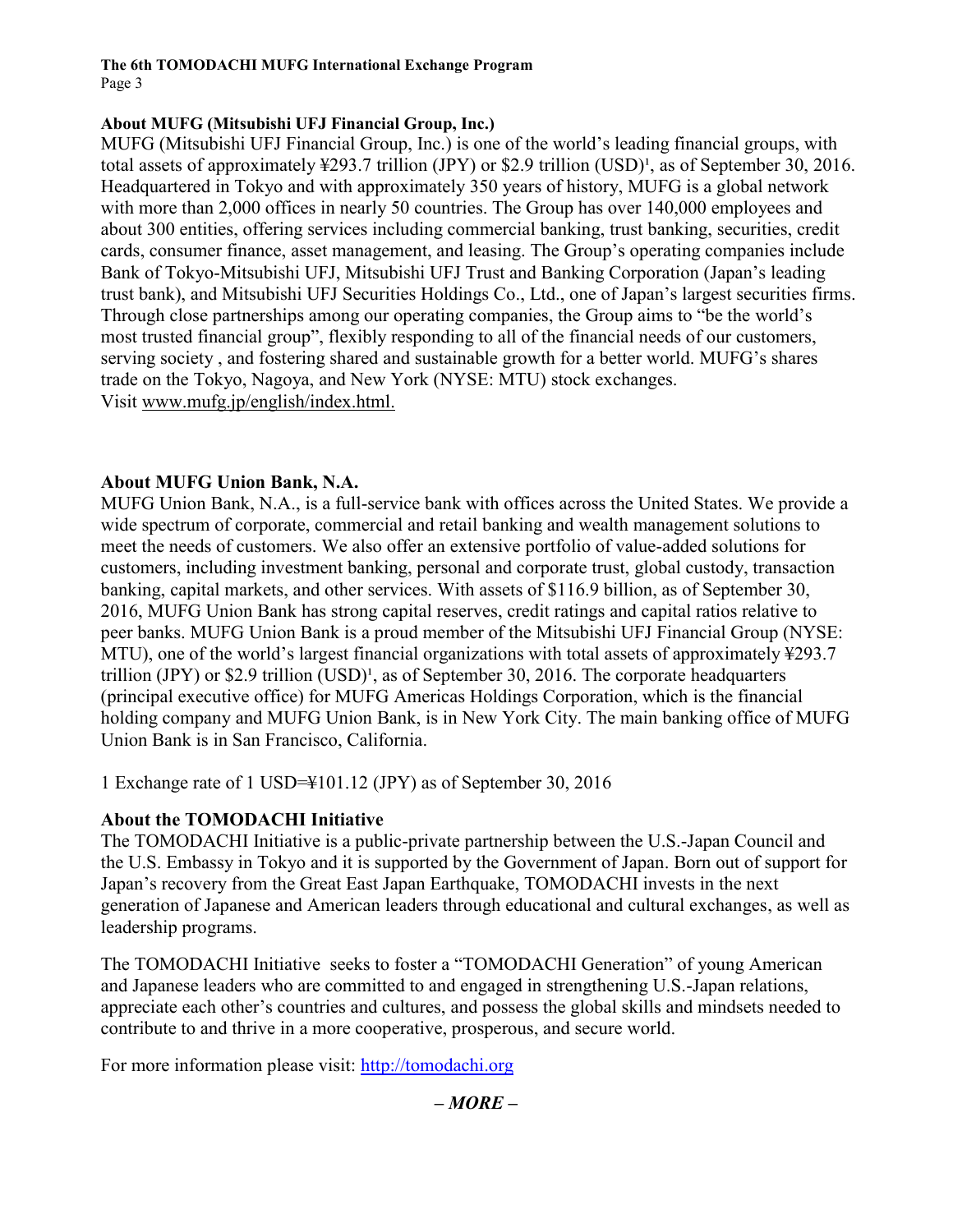## About MUFG (Mitsubishi UFJ Financial Group, Inc.)

MUFG (Mitsubishi UFJ Financial Group, Inc.) is one of the world's leading financial groups, with total assets of approximately ¥293.7 trillion (JPY) or $2.9 trillion (USD)[1], as of September 30, 2016. Headquartered in Tokyo and with approximately 350 years of history, MUFG is a global network with more than 2,000 offices in nearly 50 countries. The Group has over 140,000 employees and about 300 entities, offering services including commercial banking, trust banking, securities, credit cards, consumer finance, asset management, and leasing. The Group's operating companies include Bank of Tokyo-Mitsubishi UFJ, Mitsubishi UFJ Trust and Banking Corporation (Japan's leading trust bank), and Mitsubishi UFJ Securities Holdings Co., Ltd., one of Japan's largest securities firms. Through close partnerships among our operating companies, the Group aims to "be the world's most trusted financial group", flexibly responding to all of the financial needs of our customers, serving society , and fostering shared and sustainable growth for a better world. MUFG's shares trade on the Tokyo, Nagoya, and New York (NYSE: MTU) stock exchanges.
Visit www.mufg.jp/english/index.html.

## About MUFG Union Bank, N.A.

MUFG Union Bank, N.A., is a full-service bank with offices across the United States. We provide a wide spectrum of corporate, commercial and retail banking and wealth management solutions to meet the needs of customers. We also offer an extensive portfolio of value-added solutions for customers, including investment banking, personal and corporate trust, global custody, transaction banking, capital markets, and other services. With assets of $116.9 billion, as of September 30, 2016, MUFG Union Bank has strong capital reserves, credit ratings and capital ratios relative to peer banks. MUFG Union Bank is a proud member of the Mitsubishi UFJ Financial Group (NYSE: MTU), one of the world's largest financial organizations with total assets of approximately ¥293.7 trillion (JPY) or $2.9 trillion (USD)[1], as of September 30, 2016. The corporate headquarters (principal executive office) for MUFG Americas Holdings Corporation, which is the financial holding company and MUFG Union Bank, is in New York City. The main banking office of MUFG Union Bank is in San Francisco, California.

1 Exchange rate of 1 USD=¥101.12 (JPY) as of September 30, 2016

## About the TOMODACHI Initiative

The TOMODACHI Initiative is a public-private partnership between the U.S.-Japan Council and the U.S. Embassy in Tokyo and it is supported by the Government of Japan. Born out of support for Japan's recovery from the Great East Japan Earthquake, TOMODACHI invests in the next generation of Japanese and American leaders through educational and cultural exchanges, as well as leadership programs.

The TOMODACHI Initiative seeks to foster a "TOMODACHI Generation" of young American and Japanese leaders who are committed to and engaged in strengthening U.S.-Japan relations, appreciate each other's countries and cultures, and possess the global skills and mindsets needed to contribute to and thrive in a more cooperative, prosperous, and secure world.

For more information please visit: http://tomodachi.org

***– MORE –***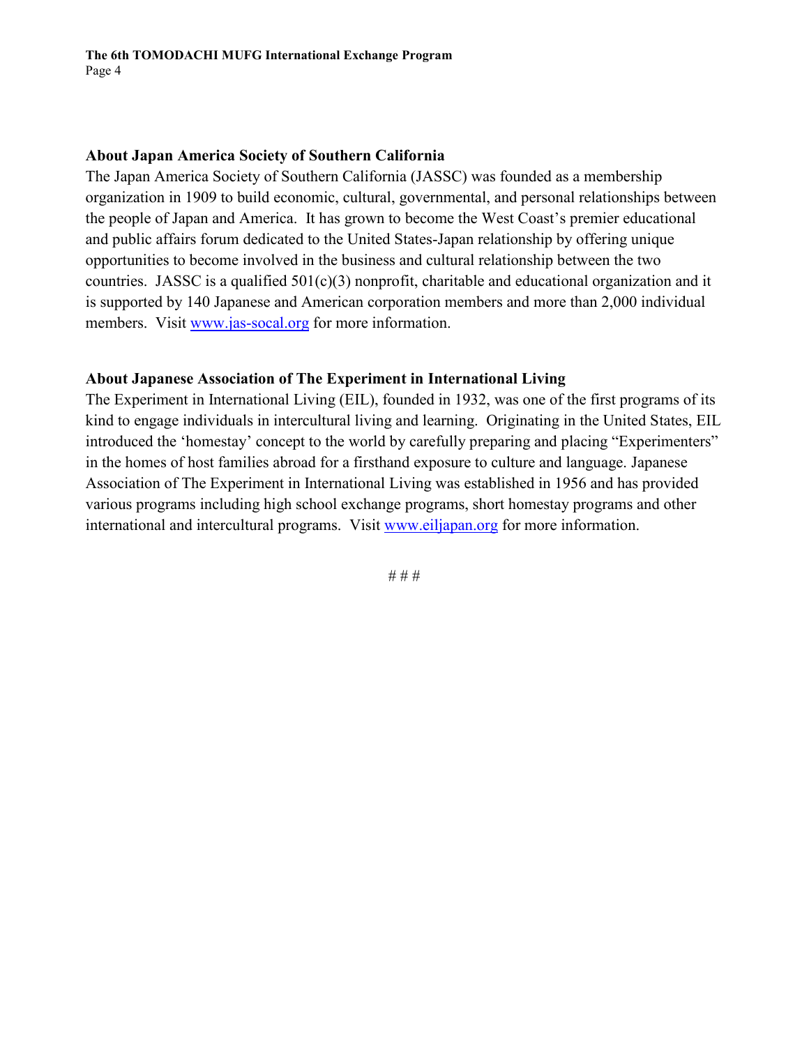**About Japan America Society of Southern California**

The Japan America Society of Southern California (JASSC) was founded as a membership organization in 1909 to build economic, cultural, governmental, and personal relationships between the people of Japan and America. It has grown to become the West Coast's premier educational and public affairs forum dedicated to the United States-Japan relationship by offering unique opportunities to become involved in the business and cultural relationship between the two countries. JASSC is a qualified 501(c)(3) nonprofit, charitable and educational organization and it is supported by 140 Japanese and American corporation members and more than 2,000 individual members. Visit www.jas-socal.org for more information.

**About Japanese Association of The Experiment in International Living**

The Experiment in International Living (EIL), founded in 1932, was one of the first programs of its kind to engage individuals in intercultural living and learning. Originating in the United States, EIL introduced the 'homestay' concept to the world by carefully preparing and placing "Experimenters" in the homes of host families abroad for a firsthand exposure to culture and language. Japanese Association of The Experiment in International Living was established in 1956 and has provided various programs including high school exchange programs, short homestay programs and other international and intercultural programs. Visit www.eiljapan.org for more information.

# # #